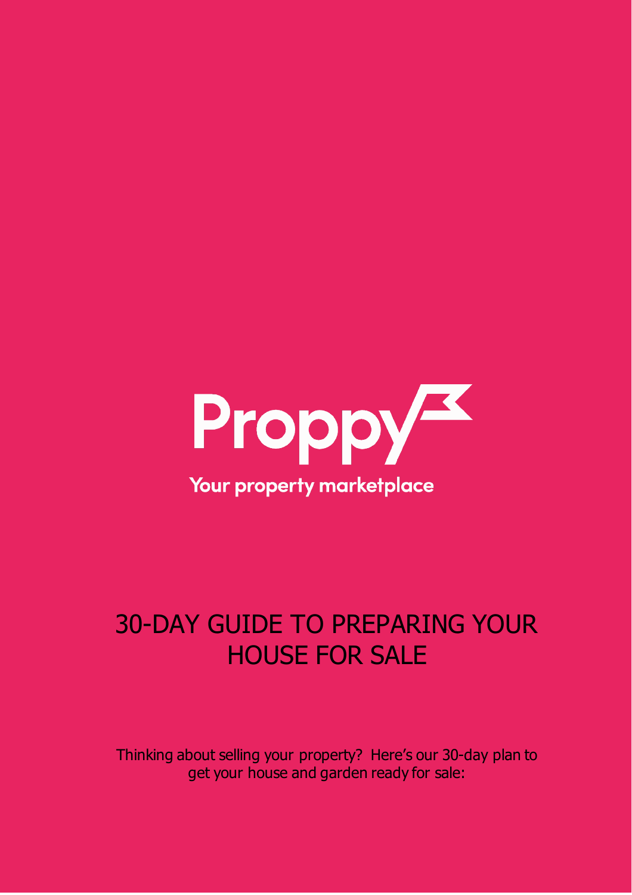Proppy

Your property marketplace

# 30-DAY GUIDE TO PREPARING YOUR HOUSE FOR SALE

Thinking about selling your property? Here's our 30-day plan to get your house and garden ready for sale: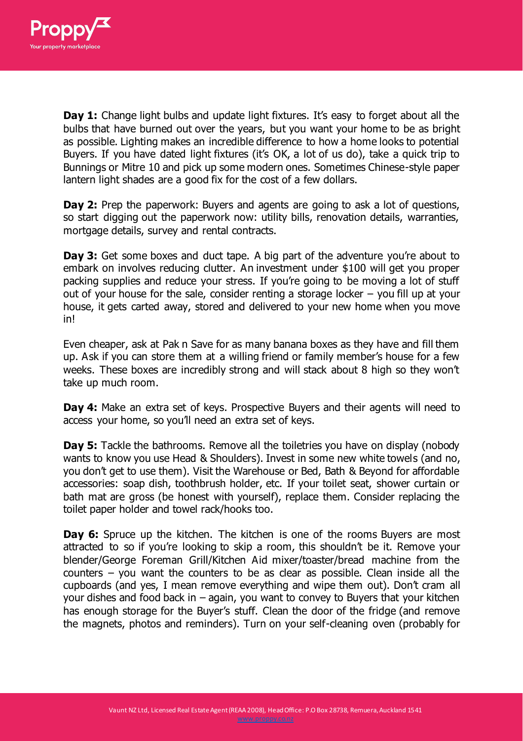**Day 1:** Change light bulbs and update light fixtures. It's easy to forget about all the bulbs that have burned out over the years, but you want your home to be as bright as possible. Lighting makes an incredible difference to how a home looks to potential Buyers. If you have dated light fixtures (it's OK, a lot of us do), take a quick trip to Bunnings or Mitre 10 and pick up some modern ones. Sometimes Chinese-style paper lantern light shades are a good fix for the cost of a few dollars.

**Day 2:** Prep the paperwork: Buyers and agents are going to ask a lot of questions, so start digging out the paperwork now: utility bills, renovation details, warranties, mortgage details, survey and rental contracts.

**Day 3:** Get some boxes and duct tape. A big part of the adventure you're about to embark on involves reducing clutter. An investment under $100 will get you proper packing supplies and reduce your stress. If you're going to be moving a lot of stuff out of your house for the sale, consider renting a storage locker – you fill up at your house, it gets carted away, stored and delivered to your new home when you move in!

Even cheaper, ask at Pak n Save for as many banana boxes as they have and fill them up. Ask if you can store them at a willing friend or family member's house for a few weeks. These boxes are incredibly strong and will stack about 8 high so they won't take up much room.

**Day 4:** Make an extra set of keys. Prospective Buyers and their agents will need to access your home, so you'll need an extra set of keys.

**Day 5:** Tackle the bathrooms. Remove all the toiletries you have on display (nobody wants to know you use Head & Shoulders). Invest in some new white towels (and no, you don't get to use them). Visit the Warehouse or Bed, Bath & Beyond for affordable accessories: soap dish, toothbrush holder, etc. If your toilet seat, shower curtain or bath mat are gross (be honest with yourself), replace them. Consider replacing the toilet paper holder and towel rack/hooks too.

**Day 6:** Spruce up the kitchen. The kitchen is one of the rooms Buyers are most attracted to so if you're looking to skip a room, this shouldn't be it. Remove your blender/George Foreman Grill/Kitchen Aid mixer/toaster/bread machine from the counters – you want the counters to be as clear as possible. Clean inside all the cupboards (and yes, I mean remove everything and wipe them out). Don't cram all your dishes and food back in – again, you want to convey to Buyers that your kitchen has enough storage for the Buyer's stuff. Clean the door of the fridge (and remove the magnets, photos and reminders). Turn on your self-cleaning oven (probably for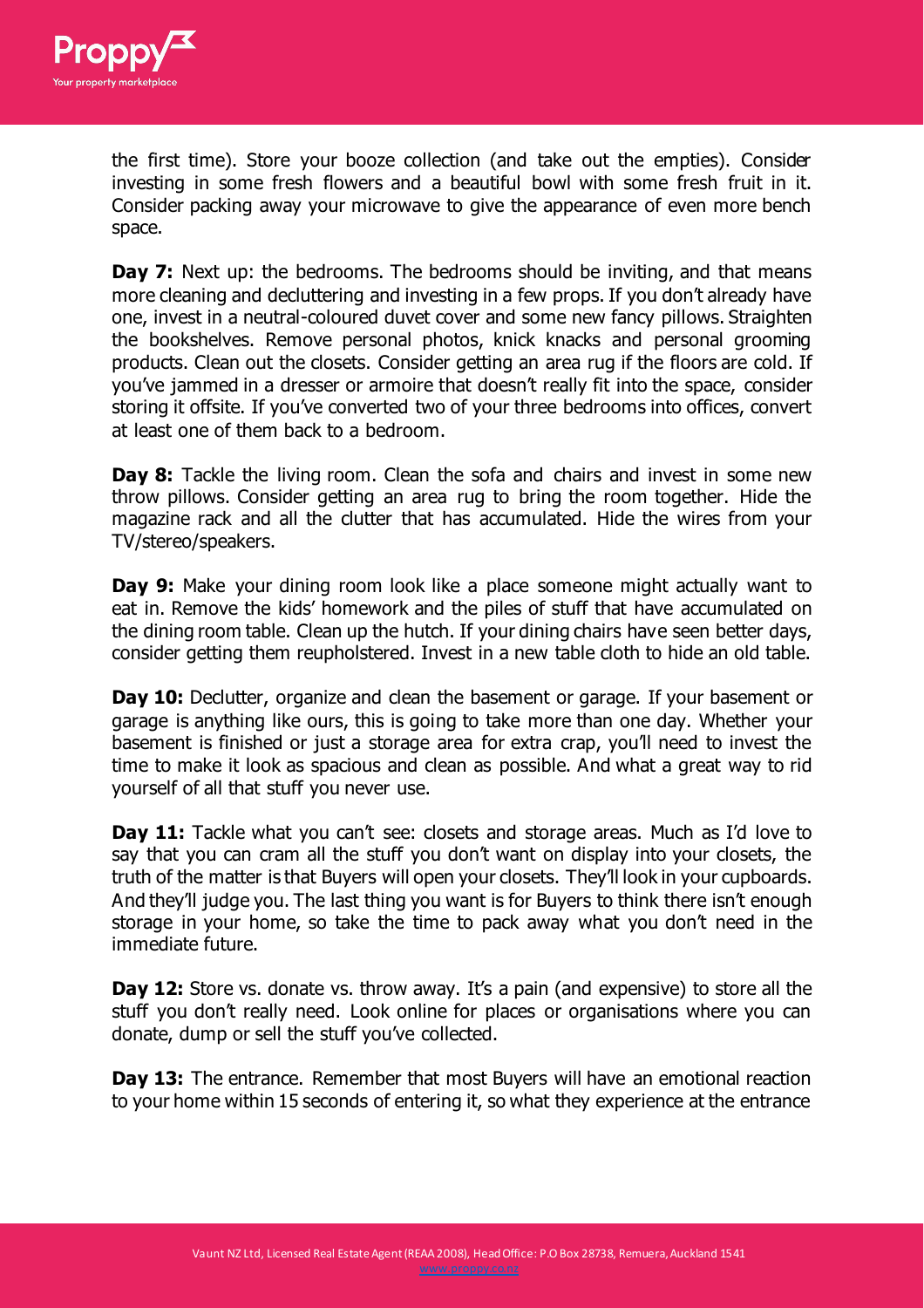the first time). Store your booze collection (and take out the empties). Consider investing in some fresh flowers and a beautiful bowl with some fresh fruit in it. Consider packing away your microwave to give the appearance of even more bench space.

**Day 7:** Next up: the bedrooms. The bedrooms should be inviting, and that means more cleaning and decluttering and investing in a few props. If you don't already have one, invest in a neutral-coloured duvet cover and some new fancy pillows. Straighten the bookshelves. Remove personal photos, knick knacks and personal grooming products. Clean out the closets. Consider getting an area rug if the floors are cold. If you've jammed in a dresser or armoire that doesn't really fit into the space, consider storing it offsite. If you've converted two of your three bedrooms into offices, convert at least one of them back to a bedroom.

**Day 8:** Tackle the living room. Clean the sofa and chairs and invest in some new throw pillows. Consider getting an area rug to bring the room together. Hide the magazine rack and all the clutter that has accumulated. Hide the wires from your TV/stereo/speakers.

**Day 9:** Make your dining room look like a place someone might actually want to eat in. Remove the kids' homework and the piles of stuff that have accumulated on the dining room table. Clean up the hutch. If your dining chairs have seen better days, consider getting them reupholstered. Invest in a new table cloth to hide an old table.

**Day 10:** Declutter, organize and clean the basement or garage. If your basement or garage is anything like ours, this is going to take more than one day. Whether your basement is finished or just a storage area for extra crap, you'll need to invest the time to make it look as spacious and clean as possible. And what a great way to rid yourself of all that stuff you never use.

**Day 11:** Tackle what you can't see: closets and storage areas. Much as I'd love to say that you can cram all the stuff you don't want on display into your closets, the truth of the matter is that Buyers will open your closets. They'll look in your cupboards. And they'll judge you. The last thing you want is for Buyers to think there isn't enough storage in your home, so take the time to pack away what you don't need in the immediate future.

**Day 12:** Store vs. donate vs. throw away. It's a pain (and expensive) to store all the stuff you don't really need. Look online for places or organisations where you can donate, dump or sell the stuff you've collected.

**Day 13:** The entrance. Remember that most Buyers will have an emotional reaction to your home within 15 seconds of entering it, so what they experience at the entrance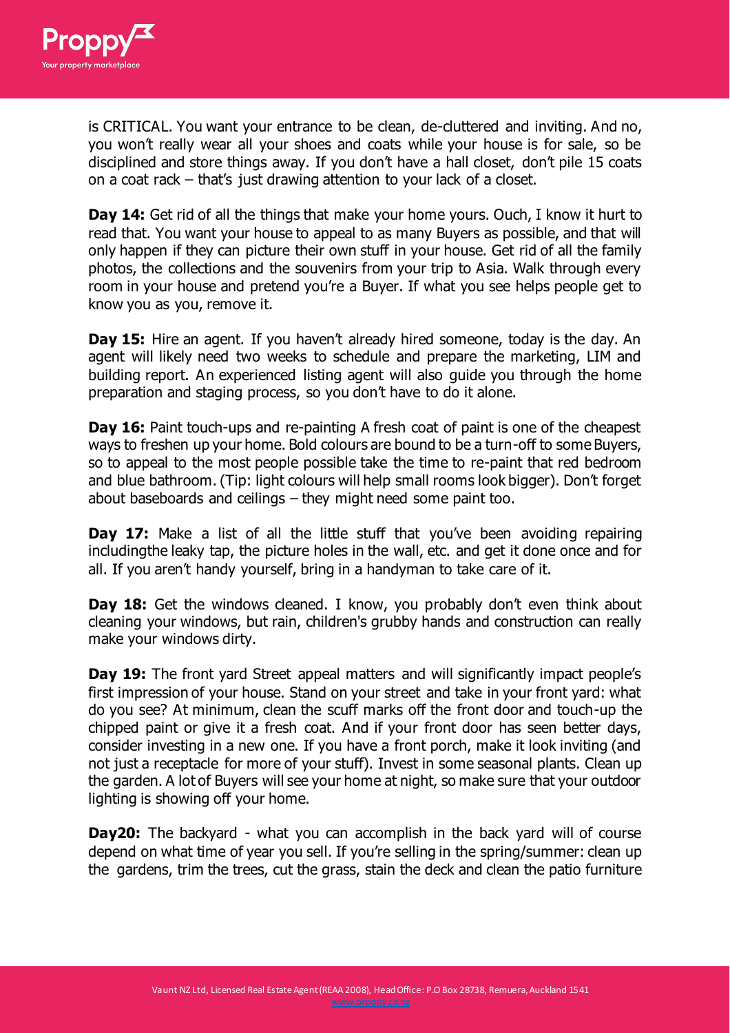is CRITICAL. You want your entrance to be clean, de-cluttered and inviting. And no, you won't really wear all your shoes and coats while your house is for sale, so be disciplined and store things away. If you don't have a hall closet, don't pile 15 coats on a coat rack – that's just drawing attention to your lack of a closet.

**Day 14:** Get rid of all the things that make your home yours. Ouch, I know it hurt to read that. You want your house to appeal to as many Buyers as possible, and that will only happen if they can picture their own stuff in your house. Get rid of all the family photos, the collections and the souvenirs from your trip to Asia. Walk through every room in your house and pretend you're a Buyer. If what you see helps people get to know you as you, remove it.

**Day 15:** Hire an agent. If you haven't already hired someone, today is the day. An agent will likely need two weeks to schedule and prepare the marketing, LIM and building report. An experienced listing agent will also guide you through the home preparation and staging process, so you don't have to do it alone.

**Day 16:** Paint touch-ups and re-painting A fresh coat of paint is one of the cheapest ways to freshen up your home. Bold colours are bound to be a turn-off to some Buyers, so to appeal to the most people possible take the time to re-paint that red bedroom and blue bathroom. (Tip: light colours will help small rooms look bigger). Don't forget about baseboards and ceilings – they might need some paint too.

**Day 17:** Make a list of all the little stuff that you've been avoiding repairing includingthe leaky tap, the picture holes in the wall, etc. and get it done once and for all. If you aren't handy yourself, bring in a handyman to take care of it.

**Day 18:** Get the windows cleaned. I know, you probably don't even think about cleaning your windows, but rain, children's grubby hands and construction can really make your windows dirty.

**Day 19:** The front yard Street appeal matters and will significantly impact people's first impression of your house. Stand on your street and take in your front yard: what do you see? At minimum, clean the scuff marks off the front door and touch-up the chipped paint or give it a fresh coat. And if your front door has seen better days, consider investing in a new one. If you have a front porch, make it look inviting (and not just a receptacle for more of your stuff). Invest in some seasonal plants. Clean up the garden. A lot of Buyers will see your home at night, so make sure that your outdoor lighting is showing off your home.

**Day20:** The backyard - what you can accomplish in the back yard will of course depend on what time of year you sell. If you're selling in the spring/summer: clean up the gardens, trim the trees, cut the grass, stain the deck and clean the patio furniture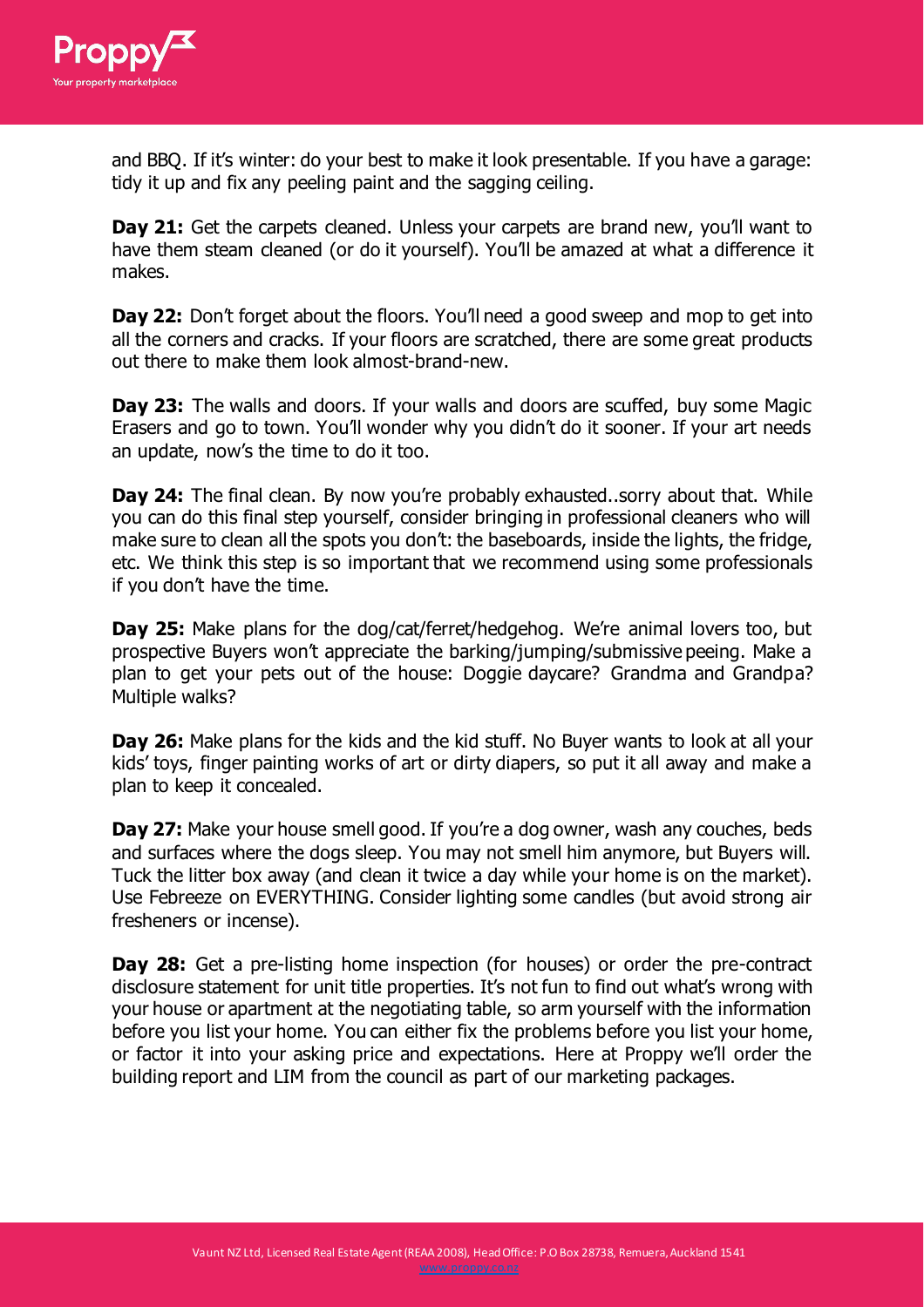and BBQ. If it's winter: do your best to make it look presentable. If you have a garage: tidy it up and fix any peeling paint and the sagging ceiling.

**Day 21:** Get the carpets cleaned. Unless your carpets are brand new, you'll want to have them steam cleaned (or do it yourself). You'll be amazed at what a difference it makes.

**Day 22:** Don't forget about the floors. You'll need a good sweep and mop to get into all the corners and cracks. If your floors are scratched, there are some great products out there to make them look almost-brand-new.

**Day 23:** The walls and doors. If your walls and doors are scuffed, buy some Magic Erasers and go to town. You'll wonder why you didn't do it sooner. If your art needs an update, now's the time to do it too.

**Day 24:** The final clean. By now you're probably exhausted..sorry about that. While you can do this final step yourself, consider bringing in professional cleaners who will make sure to clean all the spots you don't: the baseboards, inside the lights, the fridge, etc. We think this step is so important that we recommend using some professionals if you don't have the time.

**Day 25:** Make plans for the dog/cat/ferret/hedgehog. We're animal lovers too, but prospective Buyers won't appreciate the barking/jumping/submissive peeing. Make a plan to get your pets out of the house: Doggie daycare? Grandma and Grandpa? Multiple walks?

**Day 26:** Make plans for the kids and the kid stuff. No Buyer wants to look at all your kids' toys, finger painting works of art or dirty diapers, so put it all away and make a plan to keep it concealed.

**Day 27:** Make your house smell good. If you're a dog owner, wash any couches, beds and surfaces where the dogs sleep. You may not smell him anymore, but Buyers will. Tuck the litter box away (and clean it twice a day while your home is on the market). Use Febreeze on EVERYTHING. Consider lighting some candles (but avoid strong air fresheners or incense).

**Day 28:** Get a pre-listing home inspection (for houses) or order the pre-contract disclosure statement for unit title properties. It's not fun to find out what's wrong with your house or apartment at the negotiating table, so arm yourself with the information before you list your home. You can either fix the problems before you list your home, or factor it into your asking price and expectations. Here at Proppy we'll order the building report and LIM from the council as part of our marketing packages.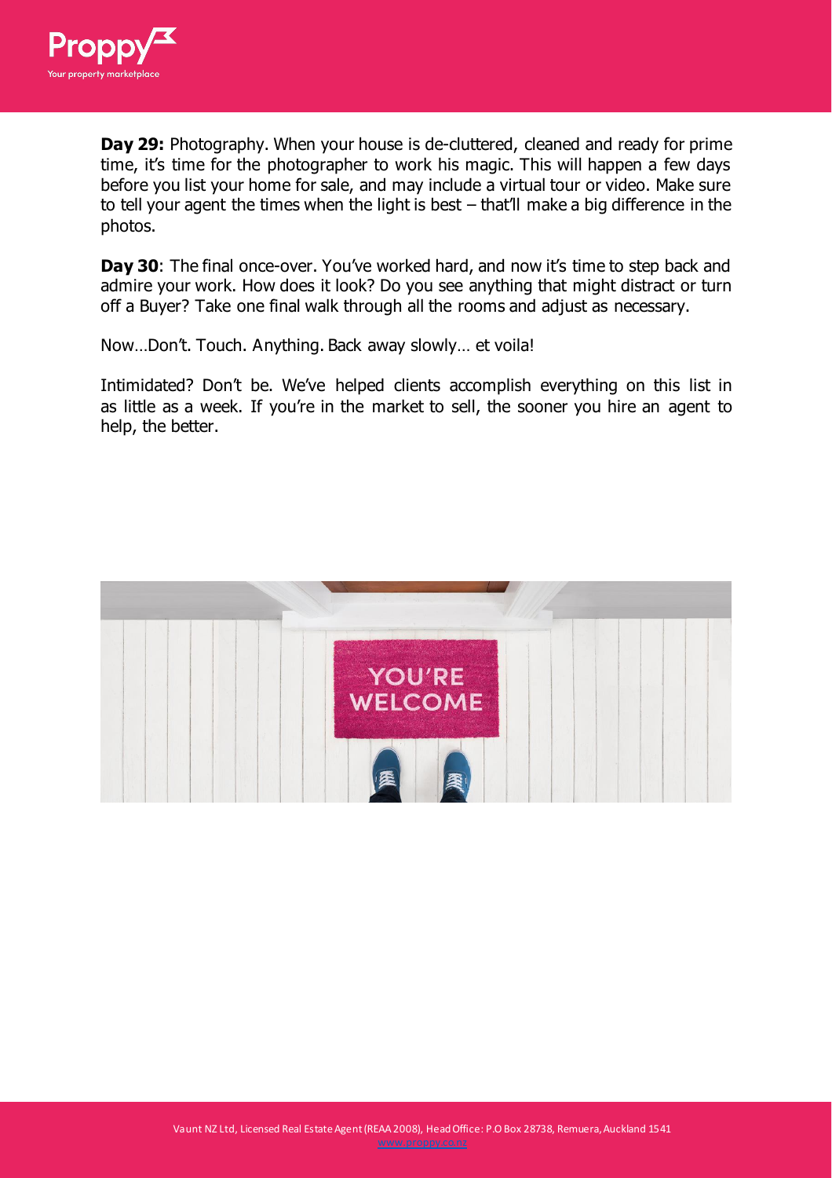**Day 29:** Photography. When your house is de-cluttered, cleaned and ready for prime time, it's time for the photographer to work his magic. This will happen a few days before you list your home for sale, and may include a virtual tour or video. Make sure to tell your agent the times when the light is best – that'll make a big difference in the photos.

**Day 30**: The final once-over. You've worked hard, and now it's time to step back and admire your work. How does it look? Do you see anything that might distract or turn off a Buyer? Take one final walk through all the rooms and adjust as necessary.

Now…Don't. Touch. Anything. Back away slowly… et voila!

Intimidated? Don't be. We've helped clients accomplish everything on this list in as little as a week. If you're in the market to sell, the sooner you hire an agent to help, the better.